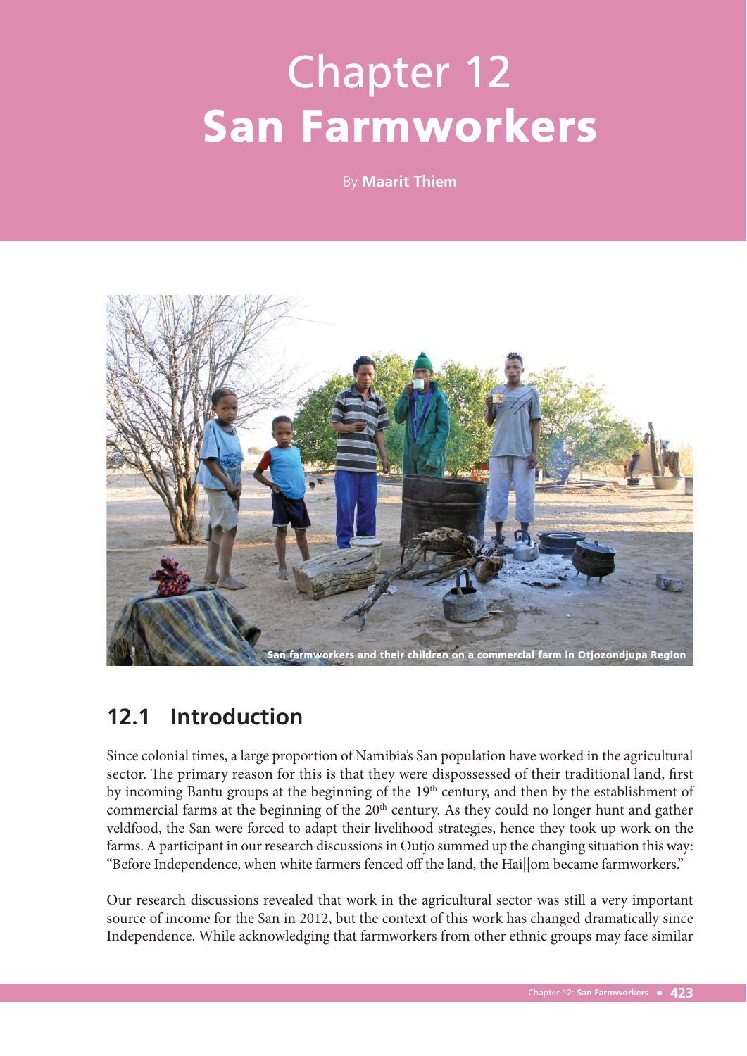# Chapter 12
# San Farmworkers

By **Maarit Thiem**

San farmworkers and their children on a commercial farm in Otjozondjupa Region

## 12.1 Introduction

Since colonial times, a large proportion of Namibia's San population have worked in the agricultural sector. The primary reason for this is that they were dispossessed of their traditional land, first by incoming Bantu groups at the beginning of the 19th century, and then by the establishment of commercial farms at the beginning of the 20th century. As they could no longer hunt and gather veldfood, the San were forced to adapt their livelihood strategies, hence they took up work on the farms. A participant in our research discussions in Outjo summed up the changing situation this way: "Before Independence, when white farmers fenced off the land, the Hai||om became farmworkers."

Our research discussions revealed that work in the agricultural sector was still a very important source of income for the San in 2012, but the context of this work has changed dramatically since Independence. While acknowledging that farmworkers from other ethnic groups may face similar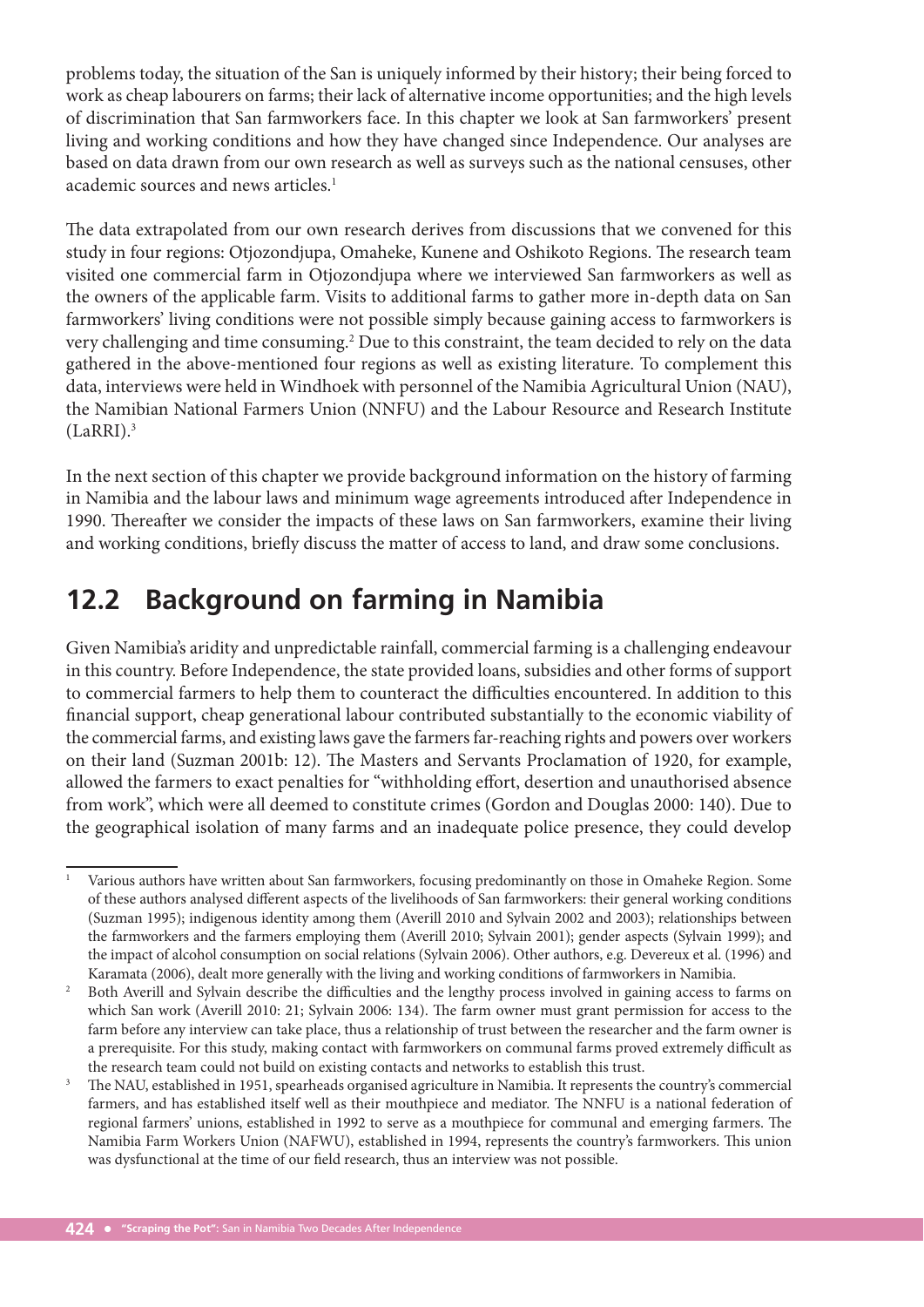problems today, the situation of the San is uniquely informed by their history; their being forced to work as cheap labourers on farms; their lack of alternative income opportunities; and the high levels of discrimination that San farmworkers face. In this chapter we look at San farmworkers' present living and working conditions and how they have changed since Independence. Our analyses are based on data drawn from our own research as well as surveys such as the national censuses, other academic sources and news articles.[1]

The data extrapolated from our own research derives from discussions that we convened for this study in four regions: Otjozondjupa, Omaheke, Kunene and Oshikoto Regions. The research team visited one commercial farm in Otjozondjupa where we interviewed San farmworkers as well as the owners of the applicable farm. Visits to additional farms to gather more in-depth data on San farmworkers' living conditions were not possible simply because gaining access to farmworkers is very challenging and time consuming.[2] Due to this constraint, the team decided to rely on the data gathered in the above-mentioned four regions as well as existing literature. To complement this data, interviews were held in Windhoek with personnel of the Namibia Agricultural Union (NAU), the Namibian National Farmers Union (NNFU) and the Labour Resource and Research Institute (LaRRI).[3]

In the next section of this chapter we provide background information on the history of farming in Namibia and the labour laws and minimum wage agreements introduced after Independence in 1990. Thereafter we consider the impacts of these laws on San farmworkers, examine their living and working conditions, briefly discuss the matter of access to land, and draw some conclusions.

## 12.2 Background on farming in Namibia

Given Namibia's aridity and unpredictable rainfall, commercial farming is a challenging endeavour in this country. Before Independence, the state provided loans, subsidies and other forms of support to commercial farmers to help them to counteract the difficulties encountered. In addition to this financial support, cheap generational labour contributed substantially to the economic viability of the commercial farms, and existing laws gave the farmers far-reaching rights and powers over workers on their land (Suzman 2001b: 12). The Masters and Servants Proclamation of 1920, for example, allowed the farmers to exact penalties for "withholding effort, desertion and unauthorised absence from work", which were all deemed to constitute crimes (Gordon and Douglas 2000: 140). Due to the geographical isolation of many farms and an inadequate police presence, they could develop

---

[1] Various authors have written about San farmworkers, focusing predominantly on those in Omaheke Region. Some of these authors analysed different aspects of the livelihoods of San farmworkers: their general working conditions (Suzman 1995); indigenous identity among them (Averill 2010 and Sylvain 2002 and 2003); relationships between the farmworkers and the farmers employing them (Averill 2010; Sylvain 2001); gender aspects (Sylvain 1999); and the impact of alcohol consumption on social relations (Sylvain 2006). Other authors, e.g. Devereux et al. (1996) and Karamata (2006), dealt more generally with the living and working conditions of farmworkers in Namibia.

[2] Both Averill and Sylvain describe the difficulties and the lengthy process involved in gaining access to farms on which San work (Averill 2010: 21; Sylvain 2006: 134). The farm owner must grant permission for access to the farm before any interview can take place, thus a relationship of trust between the researcher and the farm owner is a prerequisite. For this study, making contact with farmworkers on communal farms proved extremely difficult as the research team could not build on existing contacts and networks to establish this trust.

[3] The NAU, established in 1951, spearheads organised agriculture in Namibia. It represents the country's commercial farmers, and has established itself well as their mouthpiece and mediator. The NNFU is a national federation of regional farmers' unions, established in 1992 to serve as a mouthpiece for communal and emerging farmers. The Namibia Farm Workers Union (NAFWU), established in 1994, represents the country's farmworkers. This union was dysfunctional at the time of our field research, thus an interview was not possible.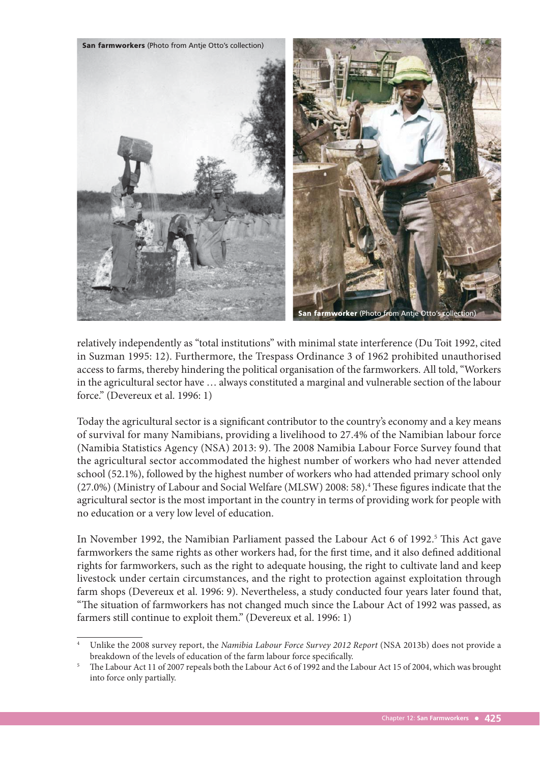**San farmworkers** (Photo from Antje Otto's collection)

**San farmworker** (Photo from Antje Otto's collection)

relatively independently as "total institutions" with minimal state interference (Du Toit 1992, cited in Suzman 1995: 12). Furthermore, the Trespass Ordinance 3 of 1962 prohibited unauthorised access to farms, thereby hindering the political organisation of the farmworkers. All told, "Workers in the agricultural sector have … always constituted a marginal and vulnerable section of the labour force." (Devereux et al. 1996: 1)

Today the agricultural sector is a significant contributor to the country's economy and a key means of survival for many Namibians, providing a livelihood to 27.4% of the Namibian labour force (Namibia Statistics Agency (NSA) 2013: 9). The 2008 Namibia Labour Force Survey found that the agricultural sector accommodated the highest number of workers who had never attended school (52.1%), followed by the highest number of workers who had attended primary school only (27.0%) (Ministry of Labour and Social Welfare (MLSW) 2008: 58).[4] These figures indicate that the agricultural sector is the most important in the country in terms of providing work for people with no education or a very low level of education.

In November 1992, the Namibian Parliament passed the Labour Act 6 of 1992.[5] This Act gave farmworkers the same rights as other workers had, for the first time, and it also defined additional rights for farmworkers, such as the right to adequate housing, the right to cultivate land and keep livestock under certain circumstances, and the right to protection against exploitation through farm shops (Devereux et al. 1996: 9). Nevertheless, a study conducted four years later found that, "The situation of farmworkers has not changed much since the Labour Act of 1992 was passed, as farmers still continue to exploit them." (Devereux et al. 1996: 1)

---

[4] Unlike the 2008 survey report, the *Namibia Labour Force Survey 2012 Report* (NSA 2013b) does not provide a breakdown of the levels of education of the farm labour force specifically.

[5] The Labour Act 11 of 2007 repeals both the Labour Act 6 of 1992 and the Labour Act 15 of 2004, which was brought into force only partially.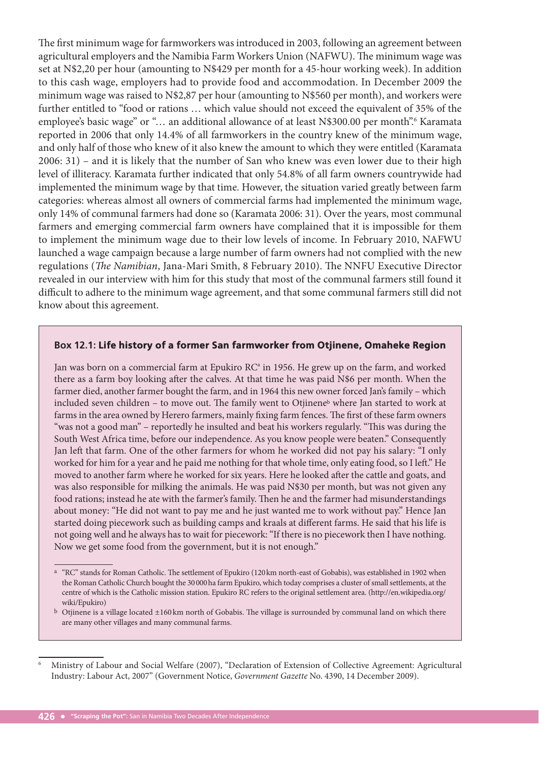The first minimum wage for farmworkers was introduced in 2003, following an agreement between agricultural employers and the Namibia Farm Workers Union (NAFWU). The minimum wage was set at N$2,20 per hour (amounting to N$429 per month for a 45-hour working week). In addition to this cash wage, employers had to provide food and accommodation. In December 2009 the minimum wage was raised to N$2,87 per hour (amounting to N$560 per month), and workers were further entitled to "food or rations … which value should not exceed the equivalent of 35% of the employee's basic wage" or "… an additional allowance of at least N$300.00 per month".[6] Karamata reported in 2006 that only 14.4% of all farmworkers in the country knew of the minimum wage, and only half of those who knew of it also knew the amount to which they were entitled (Karamata 2006: 31) – and it is likely that the number of San who knew was even lower due to their high level of illiteracy. Karamata further indicated that only 54.8% of all farm owners countrywide had implemented the minimum wage by that time. However, the situation varied greatly between farm categories: whereas almost all owners of commercial farms had implemented the minimum wage, only 14% of communal farmers had done so (Karamata 2006: 31). Over the years, most communal farmers and emerging commercial farm owners have complained that it is impossible for them to implement the minimum wage due to their low levels of income. In February 2010, NAFWU launched a wage campaign because a large number of farm owners had not complied with the new regulations (*The Namibian*, Jana-Mari Smith, 8 February 2010). The NNFU Executive Director revealed in our interview with him for this study that most of the communal farmers still found it difficult to adhere to the minimum wage agreement, and that some communal farmers still did not know about this agreement.

**Box 12.1: Life history of a former San farmworker from Otjinene, Omaheke Region**

Jan was born on a commercial farm at Epukiro RC[a] in 1956. He grew up on the farm, and worked there as a farm boy looking after the calves. At that time he was paid N$6 per month. When the farmer died, another farmer bought the farm, and in 1964 this new owner forced Jan's family – which included seven children – to move out. The family went to Otjinene[b] where Jan started to work at farms in the area owned by Herero farmers, mainly fixing farm fences. The first of these farm owners "was not a good man" – reportedly he insulted and beat his workers regularly. "This was during the South West Africa time, before our independence. As you know people were beaten." Consequently Jan left that farm. One of the other farmers for whom he worked did not pay his salary: "I only worked for him for a year and he paid me nothing for that whole time, only eating food, so I left." He moved to another farm where he worked for six years. Here he looked after the cattle and goats, and was also responsible for milking the animals. He was paid N$30 per month, but was not given any food rations; instead he ate with the farmer's family. Then he and the farmer had misunderstandings about money: "He did not want to pay me and he just wanted me to work without pay." Hence Jan started doing piecework such as building camps and kraals at different farms. He said that his life is not going well and he always has to wait for piecework: "If there is no piecework then I have nothing. Now we get some food from the government, but it is not enough."

[a] "RC" stands for Roman Catholic. The settlement of Epukiro (120 km north-east of Gobabis), was established in 1902 when the Roman Catholic Church bought the 30 000 ha farm Epukiro, which today comprises a cluster of small settlements, at the centre of which is the Catholic mission station. Epukiro RC refers to the original settlement area. (http://en.wikipedia.org/wiki/Epukiro)

[b] Otjinene is a village located ±160 km north of Gobabis. The village is surrounded by communal land on which there are many other villages and many communal farms.

[6] Ministry of Labour and Social Welfare (2007), "Declaration of Extension of Collective Agreement: Agricultural Industry: Labour Act, 2007" (Government Notice, *Government Gazette* No. 4390, 14 December 2009).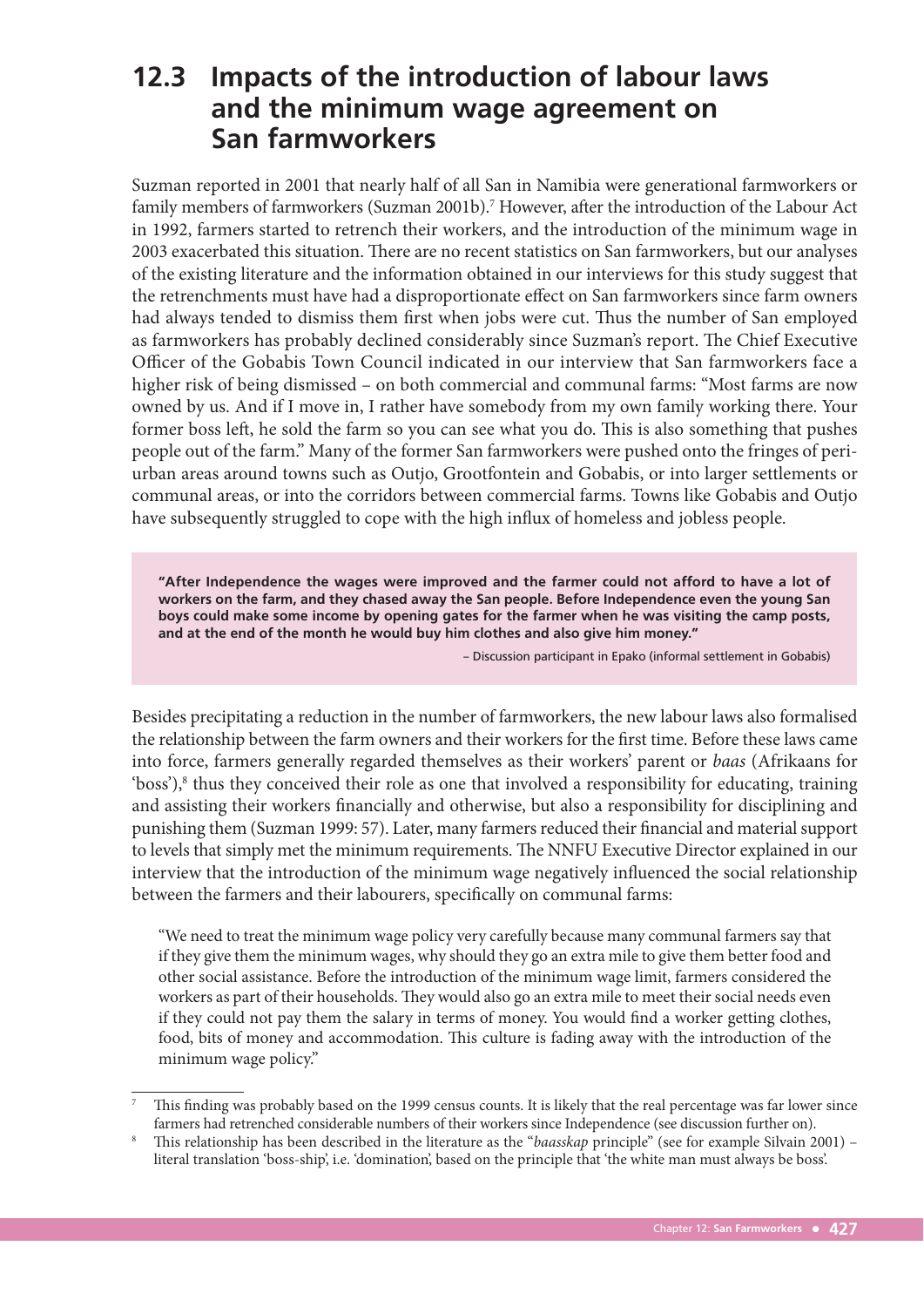## 12.3 Impacts of the introduction of labour laws and the minimum wage agreement on San farmworkers

Suzman reported in 2001 that nearly half of all San in Namibia were generational farmworkers or family members of farmworkers (Suzman 2001b).[7] However, after the introduction of the Labour Act in 1992, farmers started to retrench their workers, and the introduction of the minimum wage in 2003 exacerbated this situation. There are no recent statistics on San farmworkers, but our analyses of the existing literature and the information obtained in our interviews for this study suggest that the retrenchments must have had a disproportionate effect on San farmworkers since farm owners had always tended to dismiss them first when jobs were cut. Thus the number of San employed as farmworkers has probably declined considerably since Suzman's report. The Chief Executive Officer of the Gobabis Town Council indicated in our interview that San farmworkers face a higher risk of being dismissed – on both commercial and communal farms: "Most farms are now owned by us. And if I move in, I rather have somebody from my own family working there. Your former boss left, he sold the farm so you can see what you do. This is also something that pushes people out of the farm." Many of the former San farmworkers were pushed onto the fringes of peri-urban areas around towns such as Outjo, Grootfontein and Gobabis, or into larger settlements or communal areas, or into the corridors between commercial farms. Towns like Gobabis and Outjo have subsequently struggled to cope with the high influx of homeless and jobless people.

> **"After Independence the wages were improved and the farmer could not afford to have a lot of workers on the farm, and they chased away the San people. Before Independence even the young San boys could make some income by opening gates for the farmer when he was visiting the camp posts, and at the end of the month he would buy him clothes and also give him money."**
>
> – Discussion participant in Epako (informal settlement in Gobabis)

Besides precipitating a reduction in the number of farmworkers, the new labour laws also formalised the relationship between the farm owners and their workers for the first time. Before these laws came into force, farmers generally regarded themselves as their workers' parent or *baas* (Afrikaans for 'boss'),[8] thus they conceived their role as one that involved a responsibility for educating, training and assisting their workers financially and otherwise, but also a responsibility for disciplining and punishing them (Suzman 1999: 57). Later, many farmers reduced their financial and material support to levels that simply met the minimum requirements. The NNFU Executive Director explained in our interview that the introduction of the minimum wage negatively influenced the social relationship between the farmers and their labourers, specifically on communal farms:

> "We need to treat the minimum wage policy very carefully because many communal farmers say that if they give them the minimum wages, why should they go an extra mile to give them better food and other social assistance. Before the introduction of the minimum wage limit, farmers considered the workers as part of their households. They would also go an extra mile to meet their social needs even if they could not pay them the salary in terms of money. You would find a worker getting clothes, food, bits of money and accommodation. This culture is fading away with the introduction of the minimum wage policy."

---

[7] This finding was probably based on the 1999 census counts. It is likely that the real percentage was far lower since farmers had retrenched considerable numbers of their workers since Independence (see discussion further on).

[8] This relationship has been described in the literature as the "*baasskap* principle" (see for example Silvain 2001) – literal translation 'boss-ship', i.e. 'domination', based on the principle that 'the white man must always be boss'.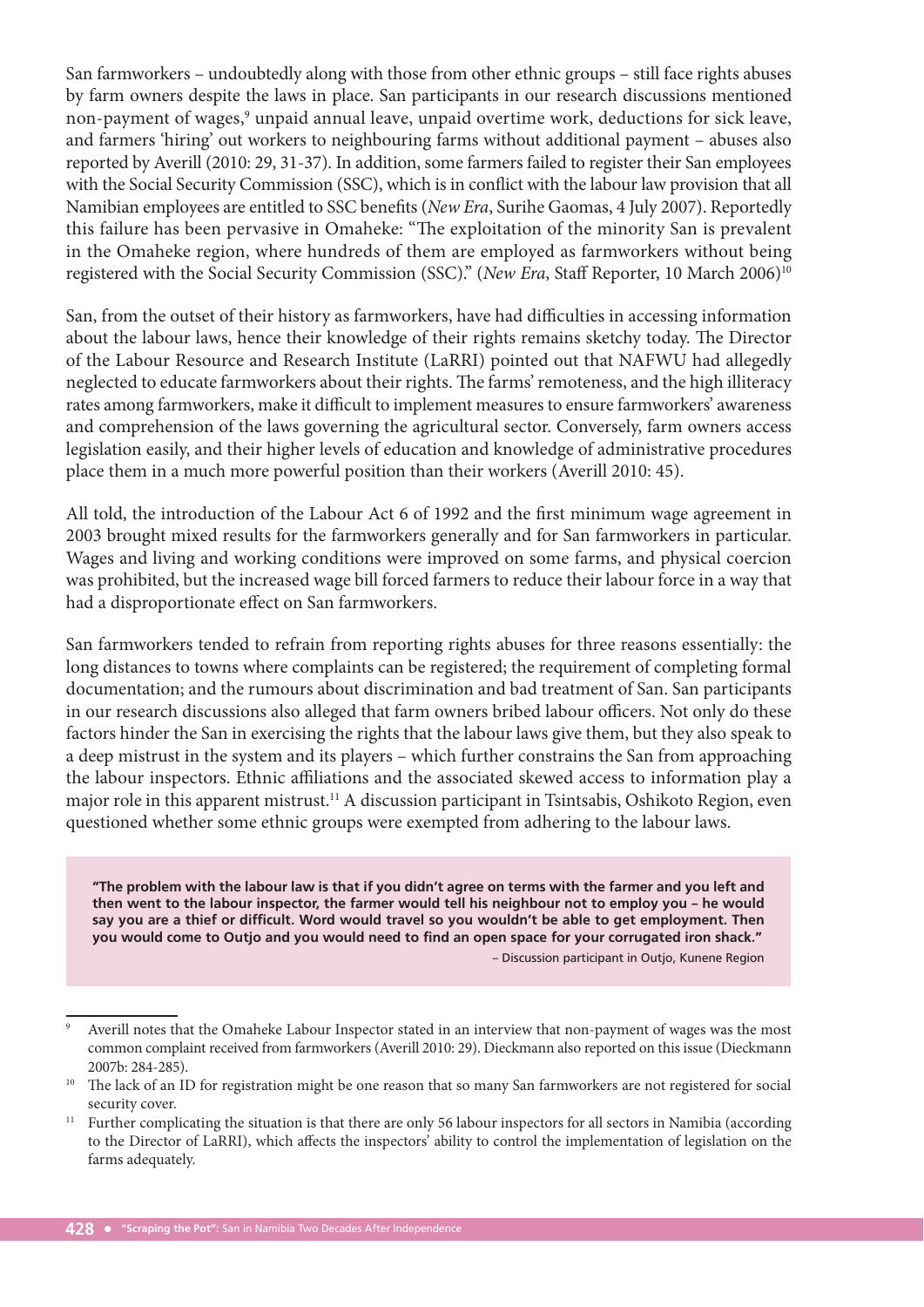San farmworkers – undoubtedly along with those from other ethnic groups – still face rights abuses by farm owners despite the laws in place. San participants in our research discussions mentioned non-payment of wages,[9] unpaid annual leave, unpaid overtime work, deductions for sick leave, and farmers 'hiring' out workers to neighbouring farms without additional payment – abuses also reported by Averill (2010: 29, 31-37). In addition, some farmers failed to register their San employees with the Social Security Commission (SSC), which is in conflict with the labour law provision that all Namibian employees are entitled to SSC benefits (*New Era*, Surihe Gaomas, 4 July 2007). Reportedly this failure has been pervasive in Omaheke: "The exploitation of the minority San is prevalent in the Omaheke region, where hundreds of them are employed as farmworkers without being registered with the Social Security Commission (SSC)." (*New Era*, Staff Reporter, 10 March 2006)[10]

San, from the outset of their history as farmworkers, have had difficulties in accessing information about the labour laws, hence their knowledge of their rights remains sketchy today. The Director of the Labour Resource and Research Institute (LaRRI) pointed out that NAFWU had allegedly neglected to educate farmworkers about their rights. The farms' remoteness, and the high illiteracy rates among farmworkers, make it difficult to implement measures to ensure farmworkers' awareness and comprehension of the laws governing the agricultural sector. Conversely, farm owners access legislation easily, and their higher levels of education and knowledge of administrative procedures place them in a much more powerful position than their workers (Averill 2010: 45).

All told, the introduction of the Labour Act 6 of 1992 and the first minimum wage agreement in 2003 brought mixed results for the farmworkers generally and for San farmworkers in particular. Wages and living and working conditions were improved on some farms, and physical coercion was prohibited, but the increased wage bill forced farmers to reduce their labour force in a way that had a disproportionate effect on San farmworkers.

San farmworkers tended to refrain from reporting rights abuses for three reasons essentially: the long distances to towns where complaints can be registered; the requirement of completing formal documentation; and the rumours about discrimination and bad treatment of San. San participants in our research discussions also alleged that farm owners bribed labour officers. Not only do these factors hinder the San in exercising the rights that the labour laws give them, but they also speak to a deep mistrust in the system and its players – which further constrains the San from approaching the labour inspectors. Ethnic affiliations and the associated skewed access to information play a major role in this apparent mistrust.[11] A discussion participant in Tsintsabis, Oshikoto Region, even questioned whether some ethnic groups were exempted from adhering to the labour laws.

> **"The problem with the labour law is that if you didn't agree on terms with the farmer and you left and then went to the labour inspector, the farmer would tell his neighbour not to employ you – he would say you are a thief or difficult. Word would travel so you wouldn't be able to get employment. Then you would come to Outjo and you would need to find an open space for your corrugated iron shack."**
>
> – Discussion participant in Outjo, Kunene Region

[9] Averill notes that the Omaheke Labour Inspector stated in an interview that non-payment of wages was the most common complaint received from farmworkers (Averill 2010: 29). Dieckmann also reported on this issue (Dieckmann 2007b: 284-285).

[10] The lack of an ID for registration might be one reason that so many San farmworkers are not registered for social security cover.

[11] Further complicating the situation is that there are only 56 labour inspectors for all sectors in Namibia (according to the Director of LaRRI), which affects the inspectors' ability to control the implementation of legislation on the farms adequately.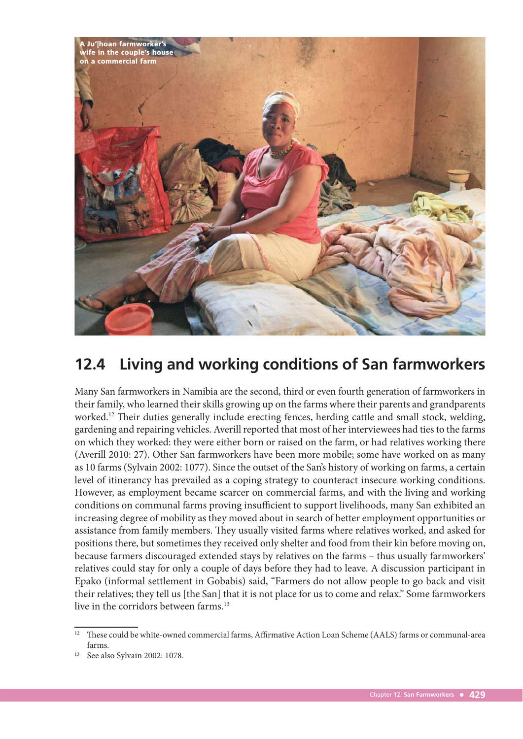A Ju'|hoan farmworker's wife in the couple's house on a commercial farm

## 12.4 Living and working conditions of San farmworkers

Many San farmworkers in Namibia are the second, third or even fourth generation of farmworkers in their family, who learned their skills growing up on the farms where their parents and grandparents worked.[12] Their duties generally include erecting fences, herding cattle and small stock, welding, gardening and repairing vehicles. Averill reported that most of her interviewees had ties to the farms on which they worked: they were either born or raised on the farm, or had relatives working there (Averill 2010: 27). Other San farmworkers have been more mobile; some have worked on as many as 10 farms (Sylvain 2002: 1077). Since the outset of the San's history of working on farms, a certain level of itinerancy has prevailed as a coping strategy to counteract insecure working conditions. However, as employment became scarcer on commercial farms, and with the living and working conditions on communal farms proving insufficient to support livelihoods, many San exhibited an increasing degree of mobility as they moved about in search of better employment opportunities or assistance from family members. They usually visited farms where relatives worked, and asked for positions there, but sometimes they received only shelter and food from their kin before moving on, because farmers discouraged extended stays by relatives on the farms – thus usually farmworkers' relatives could stay for only a couple of days before they had to leave. A discussion participant in Epako (informal settlement in Gobabis) said, "Farmers do not allow people to go back and visit their relatives; they tell us [the San] that it is not place for us to come and relax." Some farmworkers live in the corridors between farms.[13]

---

[12] These could be white-owned commercial farms, Affirmative Action Loan Scheme (AALS) farms or communal-area farms.

[13] See also Sylvain 2002: 1078.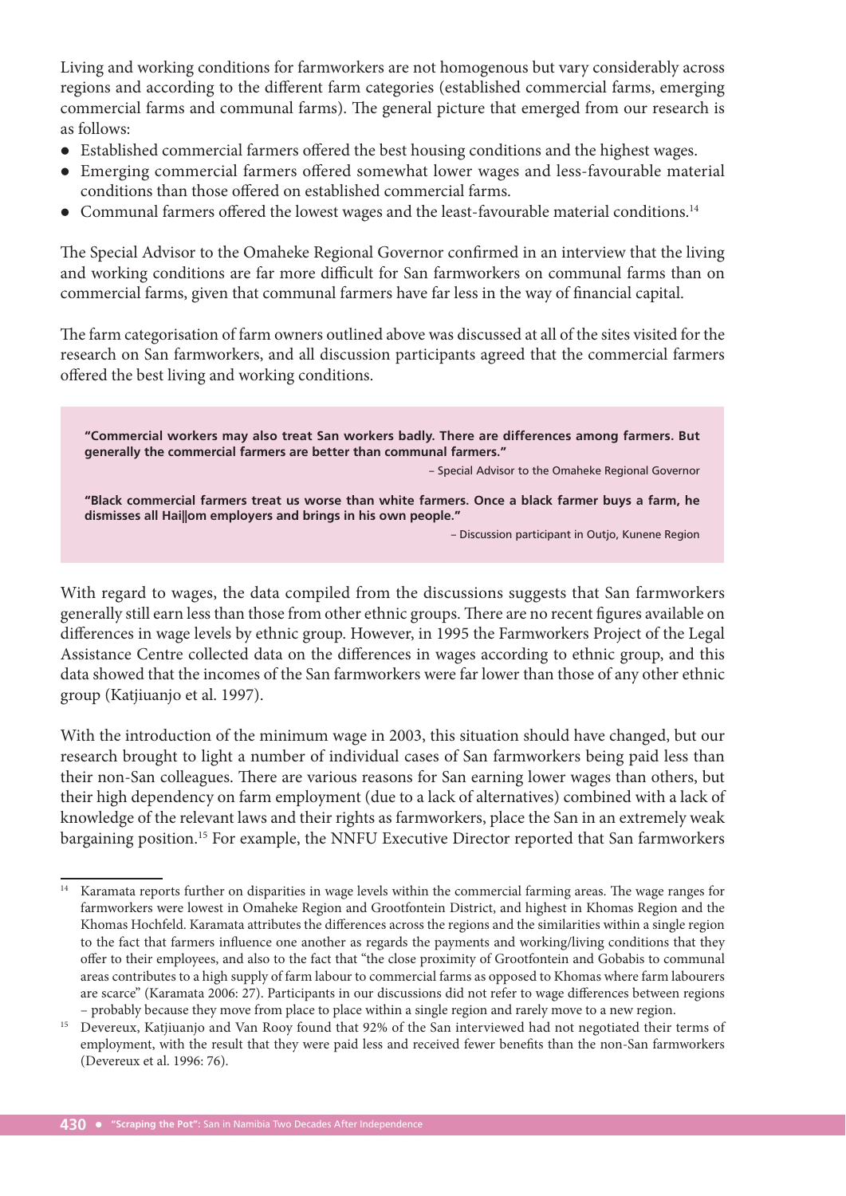Living and working conditions for farmworkers are not homogenous but vary considerably across regions and according to the different farm categories (established commercial farms, emerging commercial farms and communal farms). The general picture that emerged from our research is as follows:

- Established commercial farmers offered the best housing conditions and the highest wages.
- Emerging commercial farmers offered somewhat lower wages and less-favourable material conditions than those offered on established commercial farms.
- Communal farmers offered the lowest wages and the least-favourable material conditions.[14]

The Special Advisor to the Omaheke Regional Governor confirmed in an interview that the living and working conditions are far more difficult for San farmworkers on communal farms than on commercial farms, given that communal farmers have far less in the way of financial capital.

The farm categorisation of farm owners outlined above was discussed at all of the sites visited for the research on San farmworkers, and all discussion participants agreed that the commercial farmers offered the best living and working conditions.

> **"Commercial workers may also treat San workers badly. There are differences among farmers. But generally the commercial farmers are better than communal farmers."**
>
> – Special Advisor to the Omaheke Regional Governor
>
> **"Black commercial farmers treat us worse than white farmers. Once a black farmer buys a farm, he dismisses all Hai||om employers and brings in his own people."**
>
> – Discussion participant in Outjo, Kunene Region

With regard to wages, the data compiled from the discussions suggests that San farmworkers generally still earn less than those from other ethnic groups. There are no recent figures available on differences in wage levels by ethnic group. However, in 1995 the Farmworkers Project of the Legal Assistance Centre collected data on the differences in wages according to ethnic group, and this data showed that the incomes of the San farmworkers were far lower than those of any other ethnic group (Katjiuanjo et al. 1997).

With the introduction of the minimum wage in 2003, this situation should have changed, but our research brought to light a number of individual cases of San farmworkers being paid less than their non-San colleagues. There are various reasons for San earning lower wages than others, but their high dependency on farm employment (due to a lack of alternatives) combined with a lack of knowledge of the relevant laws and their rights as farmworkers, place the San in an extremely weak bargaining position.[15] For example, the NNFU Executive Director reported that San farmworkers

---

[14] Karamata reports further on disparities in wage levels within the commercial farming areas. The wage ranges for farmworkers were lowest in Omaheke Region and Grootfontein District, and highest in Khomas Region and the Khomas Hochfeld. Karamata attributes the differences across the regions and the similarities within a single region to the fact that farmers influence one another as regards the payments and working/living conditions that they offer to their employees, and also to the fact that "the close proximity of Grootfontein and Gobabis to communal areas contributes to a high supply of farm labour to commercial farms as opposed to Khomas where farm labourers are scarce" (Karamata 2006: 27). Participants in our discussions did not refer to wage differences between regions – probably because they move from place to place within a single region and rarely move to a new region.

[15] Devereux, Katjiuanjo and Van Rooy found that 92% of the San interviewed had not negotiated their terms of employment, with the result that they were paid less and received fewer benefits than the non-San farmworkers (Devereux et al. 1996: 76).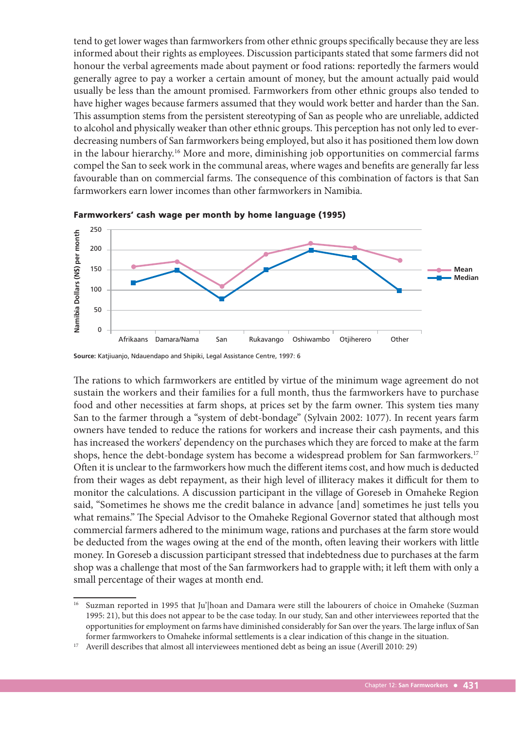tend to get lower wages than farmworkers from other ethnic groups specifically because they are less informed about their rights as employees. Discussion participants stated that some farmers did not honour the verbal agreements made about payment or food rations: reportedly the farmers would generally agree to pay a worker a certain amount of money, but the amount actually paid would usually be less than the amount promised. Farmworkers from other ethnic groups also tended to have higher wages because farmers assumed that they would work better and harder than the San. This assumption stems from the persistent stereotyping of San as people who are unreliable, addicted to alcohol and physically weaker than other ethnic groups. This perception has not only led to ever-decreasing numbers of San farmworkers being employed, but also it has positioned them low down in the labour hierarchy.[16] More and more, diminishing job opportunities on commercial farms compel the San to seek work in the communal areas, where wages and benefits are generally far less favourable than on commercial farms. The consequence of this combination of factors is that San farmworkers earn lower incomes than other farmworkers in Namibia.

**Farmworkers' cash wage per month by home language (1995)**

| Home language | Mean (N$) | Median (N$) |
|---|---|---|
| Afrikaans | 158 | 118 |
| Damara/Nama | 171 | 148 |
| San | 109 | 78 |
| Rukavango | 189 | 150 |
| Oshiwambo | 215 | 199 |
| Otjiherero | 205 | 180 |
| Other | 174 | 98 |

**Source:** Katjiuanjo, Ndauendapo and Shipiki, Legal Assistance Centre, 1997: 6

The rations to which farmworkers are entitled by virtue of the minimum wage agreement do not sustain the workers and their families for a full month, thus the farmworkers have to purchase food and other necessities at farm shops, at prices set by the farm owner. This system ties many San to the farmer through a "system of debt-bondage" (Sylvain 2002: 1077). In recent years farm owners have tended to reduce the rations for workers and increase their cash payments, and this has increased the workers' dependency on the purchases which they are forced to make at the farm shops, hence the debt-bondage system has become a widespread problem for San farmworkers.[17] Often it is unclear to the farmworkers how much the different items cost, and how much is deducted from their wages as debt repayment, as their high level of illiteracy makes it difficult for them to monitor the calculations. A discussion participant in the village of Goreseb in Omaheke Region said, "Sometimes he shows me the credit balance in advance [and] sometimes he just tells you what remains." The Special Advisor to the Omaheke Regional Governor stated that although most commercial farmers adhered to the minimum wage, rations and purchases at the farm store would be deducted from the wages owing at the end of the month, often leaving their workers with little money. In Goreseb a discussion participant stressed that indebtedness due to purchases at the farm shop was a challenge that most of the San farmworkers had to grapple with; it left them with only a small percentage of their wages at month end.

---

[16] Suzman reported in 1995 that Ju|'hoan and Damara were still the labourers of choice in Omaheke (Suzman 1995: 21), but this does not appear to be the case today. In our study, San and other interviewees reported that the opportunities for employment on farms have diminished considerably for San over the years. The large influx of San former farmworkers to Omaheke informal settlements is a clear indication of this change in the situation.

[17] Averill describes that almost all interviewees mentioned debt as being an issue (Averill 2010: 29)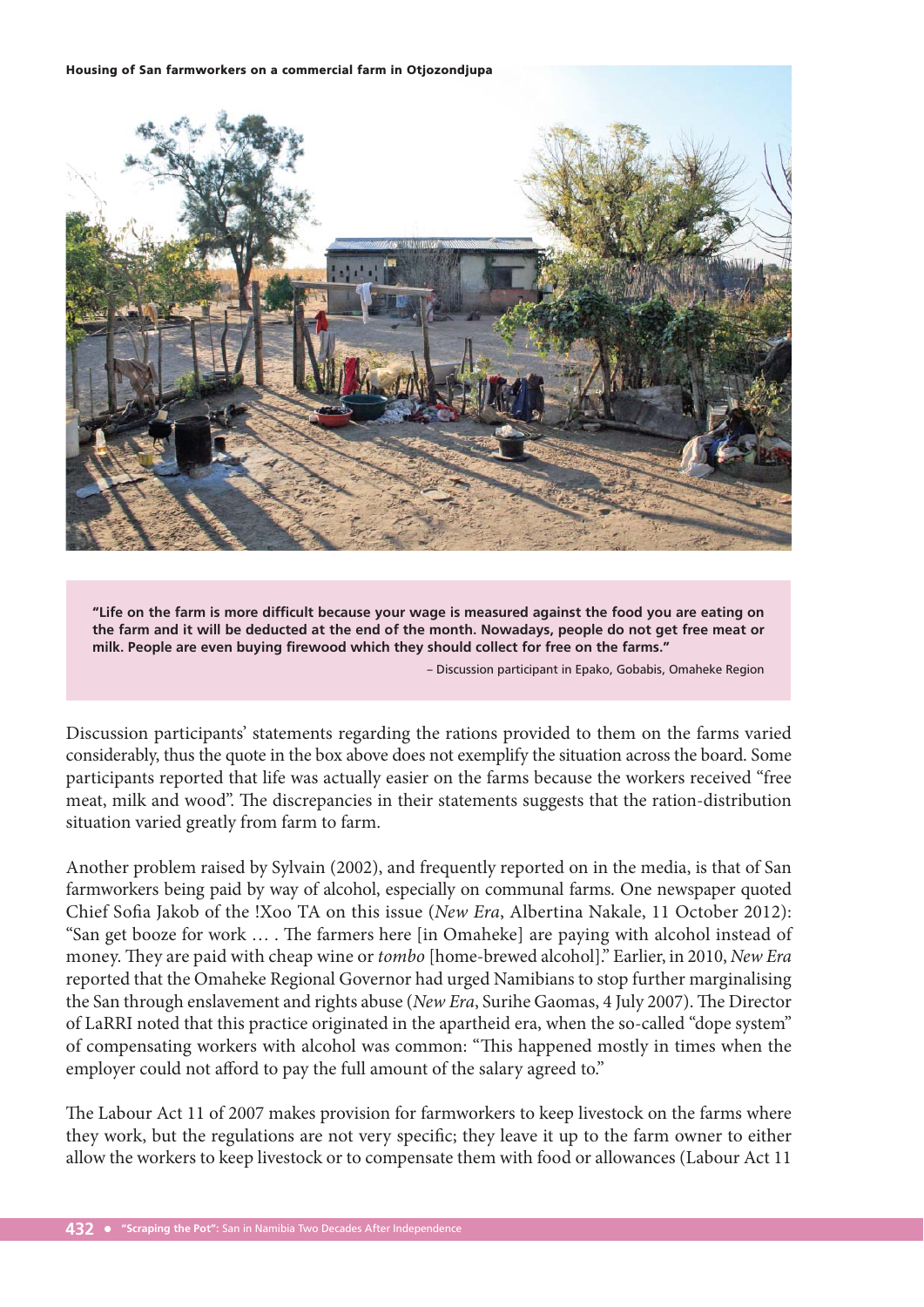**Housing of San farmworkers on a commercial farm in Otjozondjupa**

> **"Life on the farm is more difficult because your wage is measured against the food you are eating on the farm and it will be deducted at the end of the month. Nowadays, people do not get free meat or milk. People are even buying firewood which they should collect for free on the farms."**
>
> – Discussion participant in Epako, Gobabis, Omaheke Region

Discussion participants' statements regarding the rations provided to them on the farms varied considerably, thus the quote in the box above does not exemplify the situation across the board. Some participants reported that life was actually easier on the farms because the workers received "free meat, milk and wood". The discrepancies in their statements suggests that the ration-distribution situation varied greatly from farm to farm.

Another problem raised by Sylvain (2002), and frequently reported on in the media, is that of San farmworkers being paid by way of alcohol, especially on communal farms. One newspaper quoted Chief Sofia Jakob of the !Xoo TA on this issue (*New Era*, Albertina Nakale, 11 October 2012): "San get booze for work … . The farmers here [in Omaheke] are paying with alcohol instead of money. They are paid with cheap wine or *tombo* [home-brewed alcohol]." Earlier, in 2010, *New Era* reported that the Omaheke Regional Governor had urged Namibians to stop further marginalising the San through enslavement and rights abuse (*New Era*, Surihe Gaomas, 4 July 2007). The Director of LaRRI noted that this practice originated in the apartheid era, when the so-called "dope system" of compensating workers with alcohol was common: "This happened mostly in times when the employer could not afford to pay the full amount of the salary agreed to."

The Labour Act 11 of 2007 makes provision for farmworkers to keep livestock on the farms where they work, but the regulations are not very specific; they leave it up to the farm owner to either allow the workers to keep livestock or to compensate them with food or allowances (Labour Act 11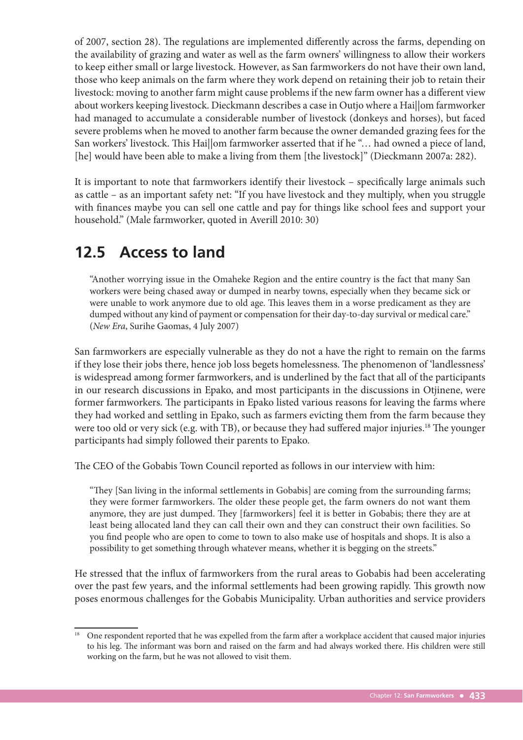of 2007, section 28). The regulations are implemented differently across the farms, depending on the availability of grazing and water as well as the farm owners' willingness to allow their workers to keep either small or large livestock. However, as San farmworkers do not have their own land, those who keep animals on the farm where they work depend on retaining their job to retain their livestock: moving to another farm might cause problems if the new farm owner has a different view about workers keeping livestock. Dieckmann describes a case in Outjo where a Hai||om farmworker had managed to accumulate a considerable number of livestock (donkeys and horses), but faced severe problems when he moved to another farm because the owner demanded grazing fees for the San workers' livestock. This Hai||om farmworker asserted that if he "… had owned a piece of land, [he] would have been able to make a living from them [the livestock]" (Dieckmann 2007a: 282).

It is important to note that farmworkers identify their livestock – specifically large animals such as cattle – as an important safety net: "If you have livestock and they multiply, when you struggle with finances maybe you can sell one cattle and pay for things like school fees and support your household." (Male farmworker, quoted in Averill 2010: 30)

## 12.5 Access to land

> "Another worrying issue in the Omaheke Region and the entire country is the fact that many San workers were being chased away or dumped in nearby towns, especially when they became sick or were unable to work anymore due to old age. This leaves them in a worse predicament as they are dumped without any kind of payment or compensation for their day-to-day survival or medical care." (*New Era*, Surihe Gaomas, 4 July 2007)

San farmworkers are especially vulnerable as they do not a have the right to remain on the farms if they lose their jobs there, hence job loss begets homelessness. The phenomenon of 'landlessness' is widespread among former farmworkers, and is underlined by the fact that all of the participants in our research discussions in Epako, and most participants in the discussions in Otjinene, were former farmworkers. The participants in Epako listed various reasons for leaving the farms where they had worked and settling in Epako, such as farmers evicting them from the farm because they were too old or very sick (e.g. with TB), or because they had suffered major injuries.[18] The younger participants had simply followed their parents to Epako.

The CEO of the Gobabis Town Council reported as follows in our interview with him:

> "They [San living in the informal settlements in Gobabis] are coming from the surrounding farms; they were former farmworkers. The older these people get, the farm owners do not want them anymore, they are just dumped. They [farmworkers] feel it is better in Gobabis; there they are at least being allocated land they can call their own and they can construct their own facilities. So you find people who are open to come to town to also make use of hospitals and shops. It is also a possibility to get something through whatever means, whether it is begging on the streets."

He stressed that the influx of farmworkers from the rural areas to Gobabis had been accelerating over the past few years, and the informal settlements had been growing rapidly. This growth now poses enormous challenges for the Gobabis Municipality. Urban authorities and service providers

---

[18] One respondent reported that he was expelled from the farm after a workplace accident that caused major injuries to his leg. The informant was born and raised on the farm and had always worked there. His children were still working on the farm, but he was not allowed to visit them.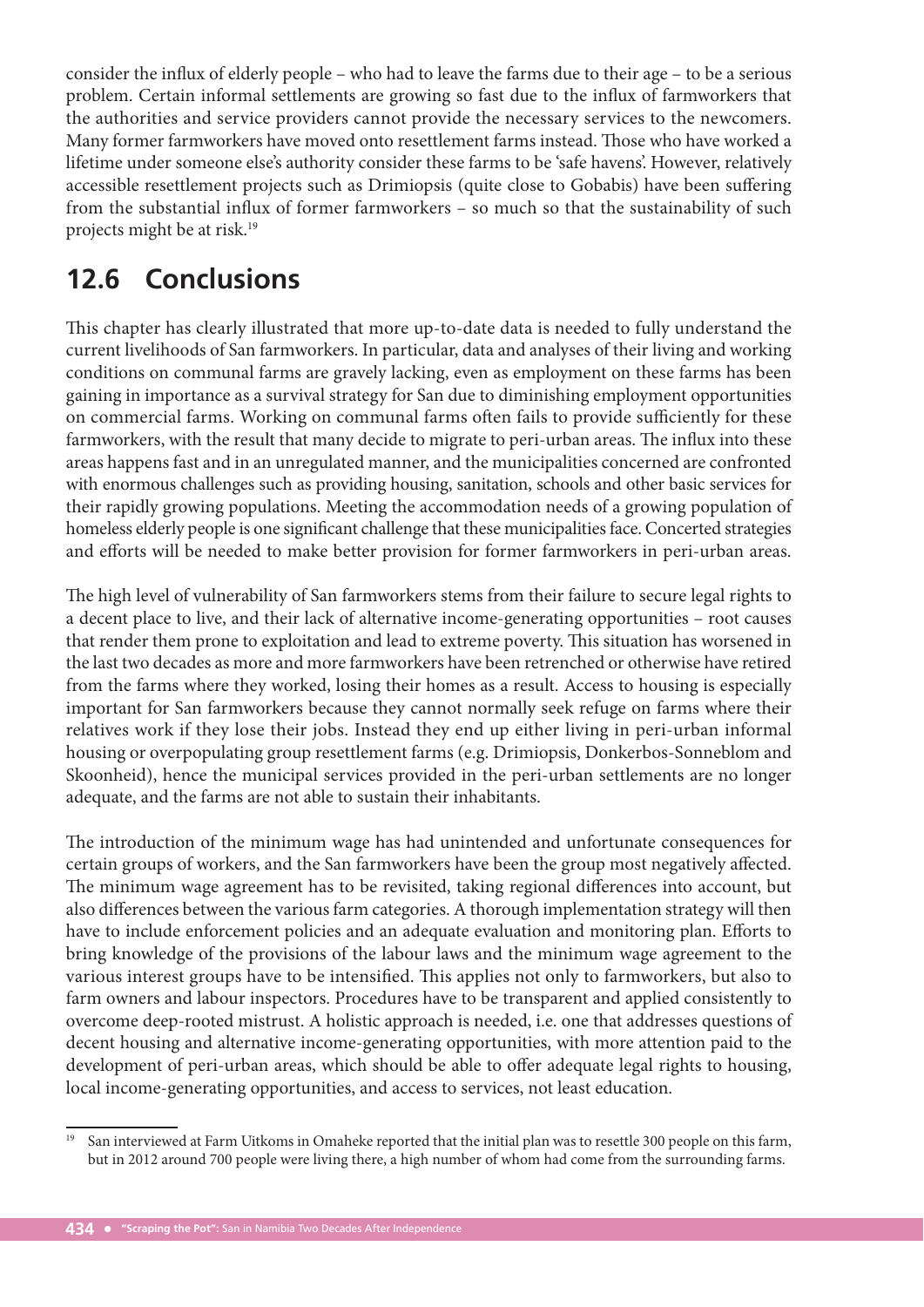consider the influx of elderly people – who had to leave the farms due to their age – to be a serious problem. Certain informal settlements are growing so fast due to the influx of farmworkers that the authorities and service providers cannot provide the necessary services to the newcomers. Many former farmworkers have moved onto resettlement farms instead. Those who have worked a lifetime under someone else's authority consider these farms to be 'safe havens'. However, relatively accessible resettlement projects such as Drimiopsis (quite close to Gobabis) have been suffering from the substantial influx of former farmworkers – so much so that the sustainability of such projects might be at risk.[19]

## 12.6 Conclusions

This chapter has clearly illustrated that more up-to-date data is needed to fully understand the current livelihoods of San farmworkers. In particular, data and analyses of their living and working conditions on communal farms are gravely lacking, even as employment on these farms has been gaining in importance as a survival strategy for San due to diminishing employment opportunities on commercial farms. Working on communal farms often fails to provide sufficiently for these farmworkers, with the result that many decide to migrate to peri-urban areas. The influx into these areas happens fast and in an unregulated manner, and the municipalities concerned are confronted with enormous challenges such as providing housing, sanitation, schools and other basic services for their rapidly growing populations. Meeting the accommodation needs of a growing population of homeless elderly people is one significant challenge that these municipalities face. Concerted strategies and efforts will be needed to make better provision for former farmworkers in peri-urban areas.

The high level of vulnerability of San farmworkers stems from their failure to secure legal rights to a decent place to live, and their lack of alternative income-generating opportunities – root causes that render them prone to exploitation and lead to extreme poverty. This situation has worsened in the last two decades as more and more farmworkers have been retrenched or otherwise have retired from the farms where they worked, losing their homes as a result. Access to housing is especially important for San farmworkers because they cannot normally seek refuge on farms where their relatives work if they lose their jobs. Instead they end up either living in peri-urban informal housing or overpopulating group resettlement farms (e.g. Drimiopsis, Donkerbos-Sonneblom and Skoonheid), hence the municipal services provided in the peri-urban settlements are no longer adequate, and the farms are not able to sustain their inhabitants.

The introduction of the minimum wage has had unintended and unfortunate consequences for certain groups of workers, and the San farmworkers have been the group most negatively affected. The minimum wage agreement has to be revisited, taking regional differences into account, but also differences between the various farm categories. A thorough implementation strategy will then have to include enforcement policies and an adequate evaluation and monitoring plan. Efforts to bring knowledge of the provisions of the labour laws and the minimum wage agreement to the various interest groups have to be intensified. This applies not only to farmworkers, but also to farm owners and labour inspectors. Procedures have to be transparent and applied consistently to overcome deep-rooted mistrust. A holistic approach is needed, i.e. one that addresses questions of decent housing and alternative income-generating opportunities, with more attention paid to the development of peri-urban areas, which should be able to offer adequate legal rights to housing, local income-generating opportunities, and access to services, not least education.

---

[19] San interviewed at Farm Uitkoms in Omaheke reported that the initial plan was to resettle 300 people on this farm, but in 2012 around 700 people were living there, a high number of whom had come from the surrounding farms.